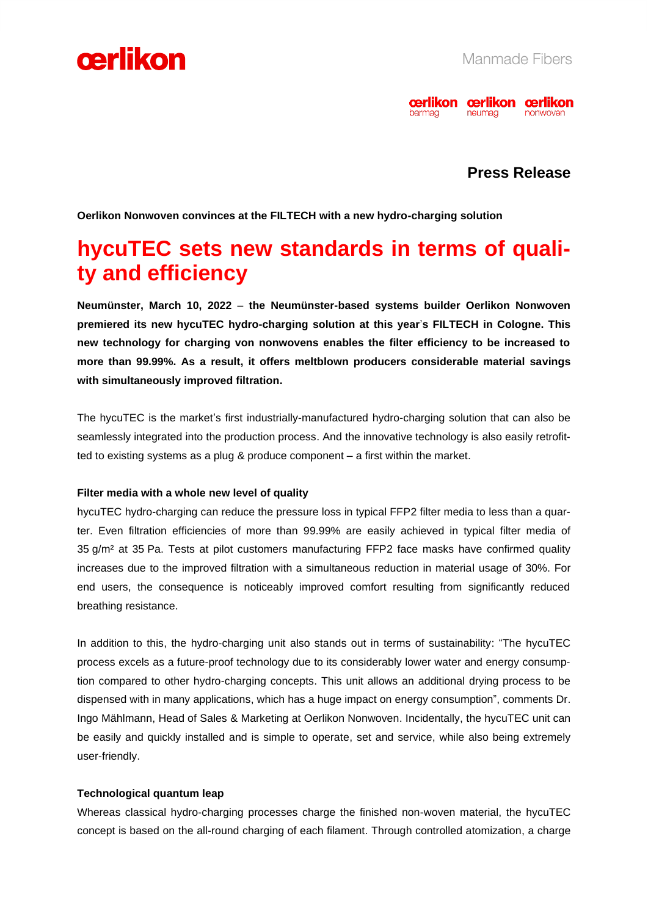Manmade Fibers

## Press Release

**Oerlikon Nonwoven convinces at the FILTECH with a new hydro-charging solution**

# hycuTEC sets new standards in terms of quality and efficiency

**Neumünster, March 10, 2022 – the Neumünster-based systems builder Oerlikon Nonwoven premiered its new hycuTEC hydro-charging solution at this year's FILTECH in Cologne. This new technology for charging von nonwovens enables the filter efficiency to be increased to more than 99.99%. As a result, it offers meltblown producers considerable material savings with simultaneously improved filtration.**

The hycuTEC is the market's first industrially-manufactured hydro-charging solution that can also be seamlessly integrated into the production process. And the innovative technology is also easily retrofitted to existing systems as a plug & produce component – a first within the market.

**Filter media with a whole new level of quality**

hycuTEC hydro-charging can reduce the pressure loss in typical FFP2 filter media to less than a quarter. Even filtration efficiencies of more than 99.99% are easily achieved in typical filter media of 35 g/m² at 35 Pa. Tests at pilot customers manufacturing FFP2 face masks have confirmed quality increases due to the improved filtration with a simultaneous reduction in material usage of 30%. For end users, the consequence is noticeably improved comfort resulting from significantly reduced breathing resistance.

In addition to this, the hydro-charging unit also stands out in terms of sustainability: "The hycuTEC process excels as a future-proof technology due to its considerably lower water and energy consumption compared to other hydro-charging concepts. This unit allows an additional drying process to be dispensed with in many applications, which has a huge impact on energy consumption", comments Dr. Ingo Mählmann, Head of Sales & Marketing at Oerlikon Nonwoven. Incidentally, the hycuTEC unit can be easily and quickly installed and is simple to operate, set and service, while also being extremely user-friendly.

**Technological quantum leap**

Whereas classical hydro-charging processes charge the finished non-woven material, the hycuTEC concept is based on the all-round charging of each filament. Through controlled atomization, a charge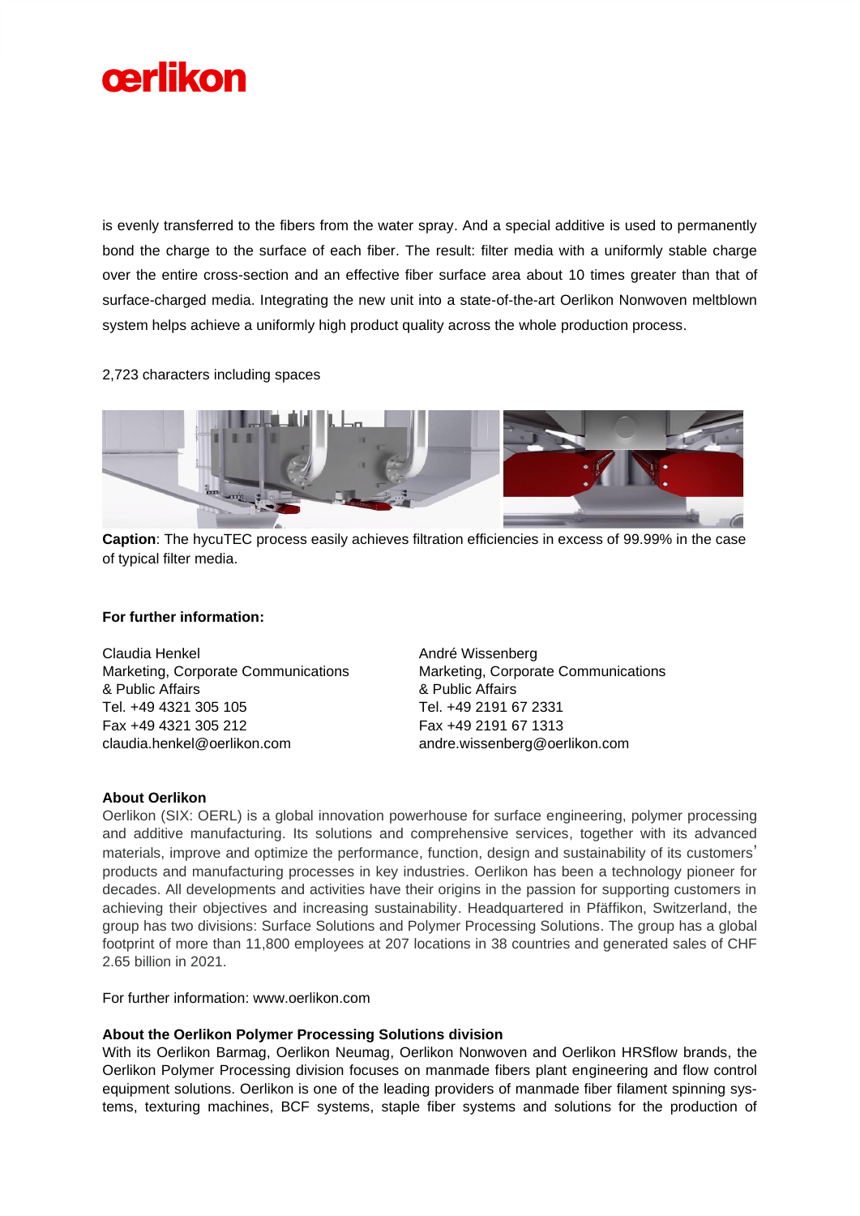is evenly transferred to the fibers from the water spray. And a special additive is used to permanently bond the charge to the surface of each fiber. The result: filter media with a uniformly stable charge over the entire cross-section and an effective fiber surface area about 10 times greater than that of surface-charged media. Integrating the new unit into a state-of-the-art Oerlikon Nonwoven meltblown system helps achieve a uniformly high product quality across the whole production process.

2,723 characters including spaces

**Caption**: The hycuTEC process easily achieves filtration efficiencies in excess of 99.99% in the case of typical filter media.

**For further information:**

Claudia Henkel
Marketing, Corporate Communications
& Public Affairs
Tel. +49 4321 305 105
Fax +49 4321 305 212
claudia.henkel@oerlikon.com

André Wissenberg
Marketing, Corporate Communications
& Public Affairs
Tel. +49 2191 67 2331
Fax +49 2191 67 1313
andre.wissenberg@oerlikon.com

**About Oerlikon**

Oerlikon (SIX: OERL) is a global innovation powerhouse for surface engineering, polymer processing and additive manufacturing. Its solutions and comprehensive services, together with its advanced materials, improve and optimize the performance, function, design and sustainability of its customers' products and manufacturing processes in key industries. Oerlikon has been a technology pioneer for decades. All developments and activities have their origins in the passion for supporting customers in achieving their objectives and increasing sustainability. Headquartered in Pfäffikon, Switzerland, the group has two divisions: Surface Solutions and Polymer Processing Solutions. The group has a global footprint of more than 11,800 employees at 207 locations in 38 countries and generated sales of CHF 2.65 billion in 2021.

For further information: www.oerlikon.com

**About the Oerlikon Polymer Processing Solutions division**

With its Oerlikon Barmag, Oerlikon Neumag, Oerlikon Nonwoven and Oerlikon HRSflow brands, the Oerlikon Polymer Processing division focuses on manmade fibers plant engineering and flow control equipment solutions. Oerlikon is one of the leading providers of manmade fiber filament spinning systems, texturing machines, BCF systems, staple fiber systems and solutions for the production of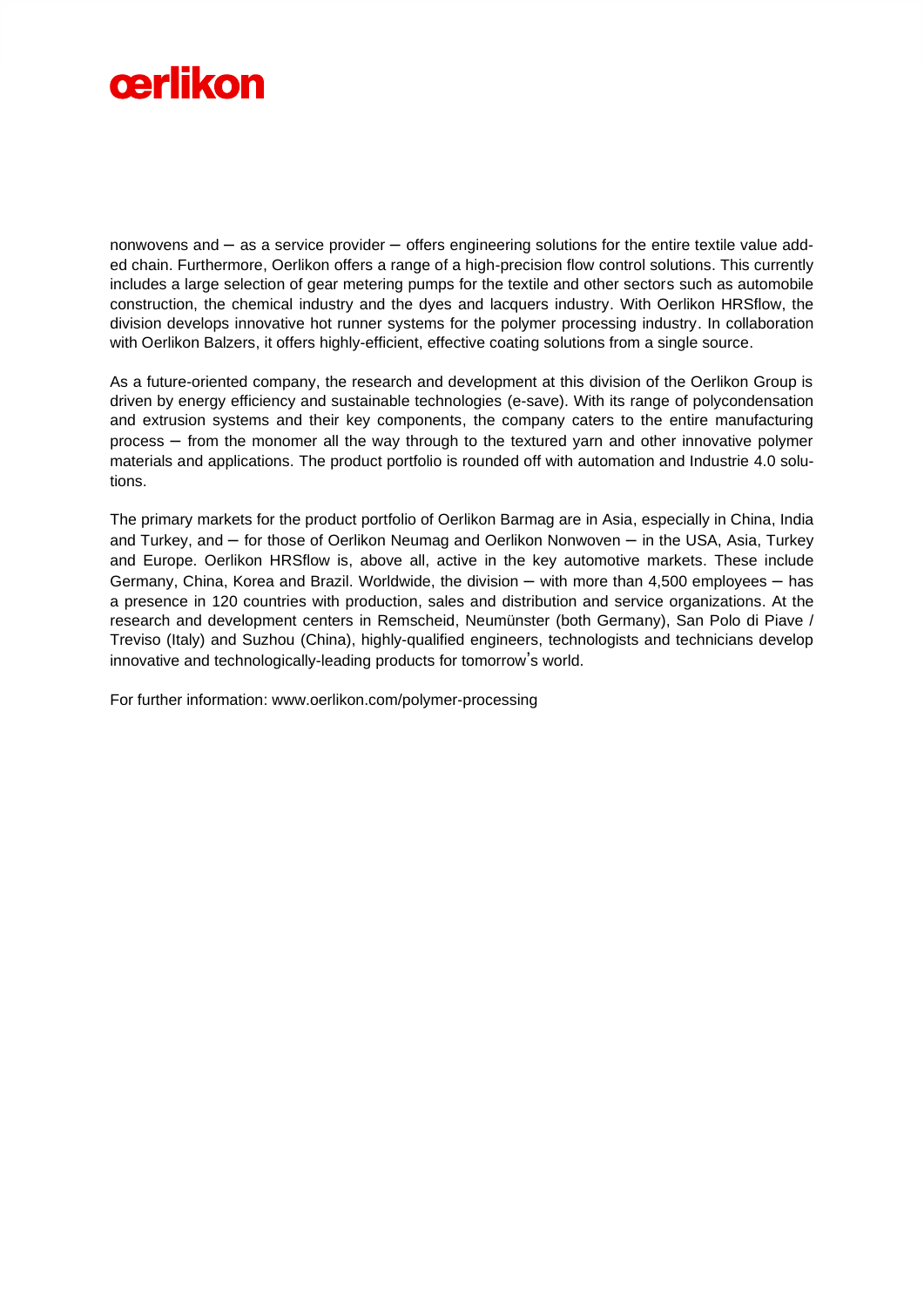nonwovens and – as a service provider – offers engineering solutions for the entire textile value added chain. Furthermore, Oerlikon offers a range of a high-precision flow control solutions. This currently includes a large selection of gear metering pumps for the textile and other sectors such as automobile construction, the chemical industry and the dyes and lacquers industry. With Oerlikon HRSflow, the division develops innovative hot runner systems for the polymer processing industry. In collaboration with Oerlikon Balzers, it offers highly-efficient, effective coating solutions from a single source.

As a future-oriented company, the research and development at this division of the Oerlikon Group is driven by energy efficiency and sustainable technologies (e-save). With its range of polycondensation and extrusion systems and their key components, the company caters to the entire manufacturing process – from the monomer all the way through to the textured yarn and other innovative polymer materials and applications. The product portfolio is rounded off with automation and Industrie 4.0 solutions.

The primary markets for the product portfolio of Oerlikon Barmag are in Asia, especially in China, India and Turkey, and – for those of Oerlikon Neumag and Oerlikon Nonwoven – in the USA, Asia, Turkey and Europe. Oerlikon HRSflow is, above all, active in the key automotive markets. These include Germany, China, Korea and Brazil. Worldwide, the division – with more than 4,500 employees – has a presence in 120 countries with production, sales and distribution and service organizations. At the research and development centers in Remscheid, Neumünster (both Germany), San Polo di Piave / Treviso (Italy) and Suzhou (China), highly-qualified engineers, technologists and technicians develop innovative and technologically-leading products for tomorrow's world.

For further information: www.oerlikon.com/polymer-processing